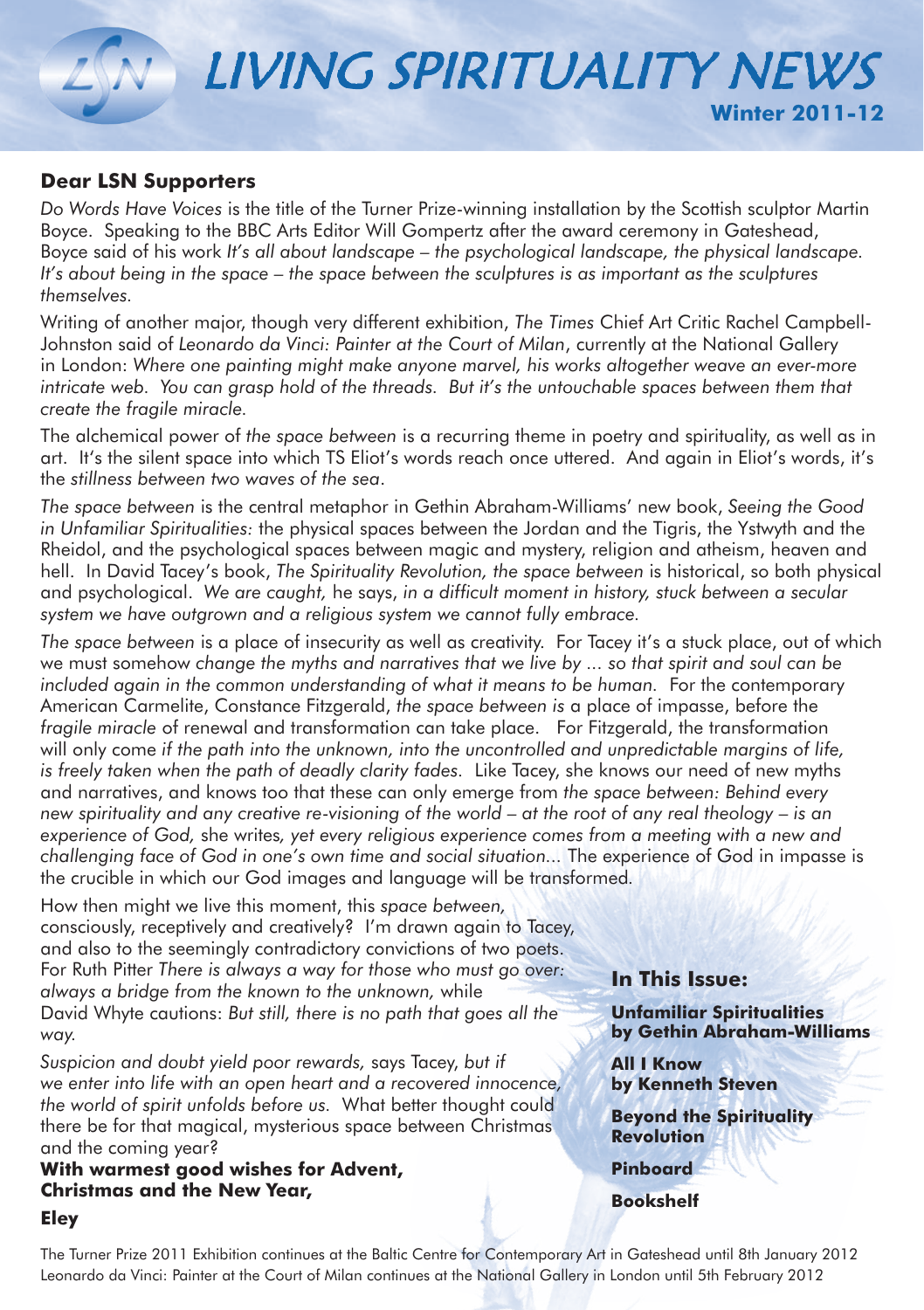# LIVING SPIRITUALITY NEWS

**Winter 2011-12**

## Dear LSN Supporters

*Do Words Have Voices* is the title of the Turner Prize-winning installation by the Scottish sculptor Martin Boyce. Speaking to the BBC Arts Editor Will Gompertz after the award ceremony in Gateshead, Boyce said of his work *It's all about landscape – the psychological landscape, the physical landscape. It's about being in the space – the space between the sculptures is as important as the sculptures themselves.*

Writing of another major, though very different exhibition, *The Times* Chief Art Critic Rachel Campbell-Johnston said of *Leonardo da Vinci: Painter at the Court of Milan*, currently at the National Gallery in London: *Where one painting might make anyone marvel, his works altogether weave an ever-more intricate web. You can grasp hold of the threads. But it's the untouchable spaces between them that create the fragile miracle.*

The alchemical power of *the space between* is a recurring theme in poetry and spirituality, as well as in art. It's the silent space into which TS Eliot's words reach once uttered. And again in Eliot's words, it's the *stillness between two waves of the sea*.

*The space between* is the central metaphor in Gethin Abraham-Williams' new book, *Seeing the Good in Unfamiliar Spiritualities*: the physical spaces between the Jordan and the Tigris, the Ystwyth and the Rheidol, and the psychological spaces between magic and mystery, religion and atheism, heaven and hell. In David Tacey's book, *The Spirituality Revolution, the space between* is historical, so both physical and psychological. *We are caught,* he says, *in a difficult moment in history, stuck between a secular system we have outgrown and a religious system we cannot fully embrace.*

*The space between* is a place of insecurity as well as creativity. For Tacey it's a stuck place, out of which we must somehow *change the myths and narratives that we live by ... so that spirit and soul can be included again in the common understanding of what it means to be human.* For the contemporary American Carmelite, Constance Fitzgerald, *the space between is* a place of impasse, before the *fragile miracle* of renewal and transformation can take place. For Fitzgerald, the transformation will only come *if the path into the unknown, into the uncontrolled and unpredictable margins of life, is freely taken when the path of deadly clarity fades.* Like Tacey, she knows our need of new myths and narratives, and knows too that these can only emerge from *the space between: Behind every new spirituality and any creative re-visioning of the world – at the root of any real theology – is an experience of God,* she writes*, yet every religious experience comes from a meeting with a new and challenging face of God in one's own time and social situation...* The experience of God in impasse is the crucible in which our God images and language will be transformed.

How then might we live this moment, this *space between,* consciously, receptively and creatively? I'm drawn again to Tacey, and also to the seemingly contradictory convictions of two poets. For Ruth Pitter *There is always a way for those who must go over: always a bridge from the known to the unknown,* while David Whyte cautions: *But still, there is no path that goes all the way.*

*Suspicion and doubt yield poor rewards,* says Tacey, *but if we enter into life with an open heart and a recovered innocence, the world of spirit unfolds before us.* What better thought could there be for that magical, mysterious space between Christmas and the coming year?

**With warmest good wishes for Advent, Christmas and the New Year,**

**Eley**

### In This Issue:

**Unfamiliar Spiritualities by Gethin Abraham-Williams**

**All I Know by Kenneth Steven**

**Beyond the Spirituality Revolution**

**Pinboard**

**Bookshelf**

The Turner Prize 2011 Exhibition continues at the Baltic Centre for Contemporary Art in Gateshead until 8th January 2012
Leonardo da Vinci: Painter at the Court of Milan continues at the National Gallery in London until 5th February 2012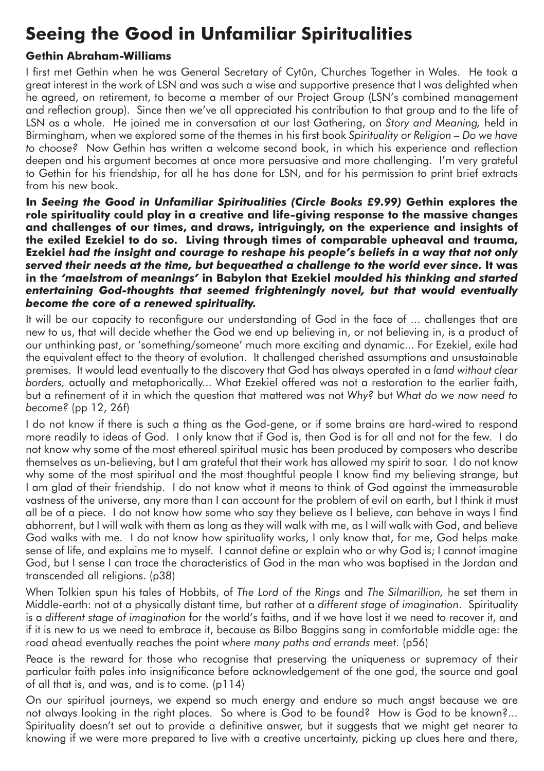# Seeing the Good in Unfamiliar Spiritualities

### Gethin Abraham-Williams

I first met Gethin when he was General Secretary of Cytûn, Churches Together in Wales. He took a great interest in the work of LSN and was such a wise and supportive presence that I was delighted when he agreed, on retirement, to become a member of our Project Group (LSN's combined management and reflection group). Since then we've all appreciated his contribution to that group and to the life of LSN as a whole. He joined me in conversation at our last Gathering, on *Story and Meaning,* held in Birmingham, when we explored some of the themes in his first book *Spirituality or Religion – Do we have to choose?* Now Gethin has written a welcome second book, in which his experience and reflection deepen and his argument becomes at once more persuasive and more challenging. I'm very grateful to Gethin for his friendship, for all he has done for LSN, and for his permission to print brief extracts from his new book.

**In *Seeing the Good in Unfamiliar Spiritualities (Circle Books £9.99)* Gethin explores the role spirituality could play in a creative and life-giving response to the massive changes and challenges of our times, and draws, intriguingly, on the experience and insights of the exiled Ezekiel to do so. Living through times of comparable upheaval and trauma, Ezekiel *had the insight and courage to reshape his people's beliefs in a way that not only served their needs at the time, but bequeathed a challenge to the world ever since*. It was in the *'maelstrom of meanings'* in Babylon that Ezekiel *moulded his thinking and started entertaining God-thoughts that seemed frighteningly novel, but that would eventually become the core of a renewed spirituality.***

It will be our capacity to reconfigure our understanding of God in the face of ... challenges that are new to us, that will decide whether the God we end up believing in, or not believing in, is a product of our unthinking past, or 'something/someone' much more exciting and dynamic... For Ezekiel, exile had the equivalent effect to the theory of evolution. It challenged cherished assumptions and unsustainable premises. It would lead eventually to the discovery that God has always operated in a *land without clear borders,* actually and metaphorically... What Ezekiel offered was not a restoration to the earlier faith, but a refinement of it in which the question that mattered was not *Why?* but *What do we now need to become?* (pp 12, 26f)

I do not know if there is such a thing as the God-gene, or if some brains are hard-wired to respond more readily to ideas of God. I only know that if God is, then God is for all and not for the few. I do not know why some of the most ethereal spiritual music has been produced by composers who describe themselves as un-believing, but I am grateful that their work has allowed my spirit to soar. I do not know why some of the most spiritual and the most thoughtful people I know find my believing strange, but I am glad of their friendship. I do not know what it means to think of God against the immeasurable vastness of the universe, any more than I can account for the problem of evil on earth, but I think it must all be of a piece. I do not know how some who say they believe as I believe, can behave in ways I find abhorrent, but I will walk with them as long as they will walk with me, as I will walk with God, and believe God walks with me. I do not know how spirituality works, I only know that, for me, God helps make sense of life, and explains me to myself. I cannot define or explain who or why God is; I cannot imagine God, but I sense I can trace the characteristics of God in the man who was baptised in the Jordan and transcended all religions. (p38)

When Tolkien spun his tales of Hobbits, of *The Lord of the Rings* and *The Silmarillion,* he set them in Middle-earth: not at a physically distant time, but rather at a *different stage of imagination*. Spirituality is a *different stage of imagination* for the world's faiths, and if we have lost it we need to recover it, and if it is new to us we need to embrace it, because as Bilbo Baggins sang in comfortable middle age: the road ahead eventually reaches the point *where many paths and errands meet.* (p56)

Peace is the reward for those who recognise that preserving the uniqueness or supremacy of their particular faith pales into insignificance before acknowledgement of the one god, the source and goal of all that is, and was, and is to come. (p114)

On our spiritual journeys, we expend so much energy and endure so much angst because we are not always looking in the right places. So where is God to be found? How is God to be known?... Spirituality doesn't set out to provide a definitive answer, but it suggests that we might get nearer to knowing if we were more prepared to live with a creative uncertainty, picking up clues here and there,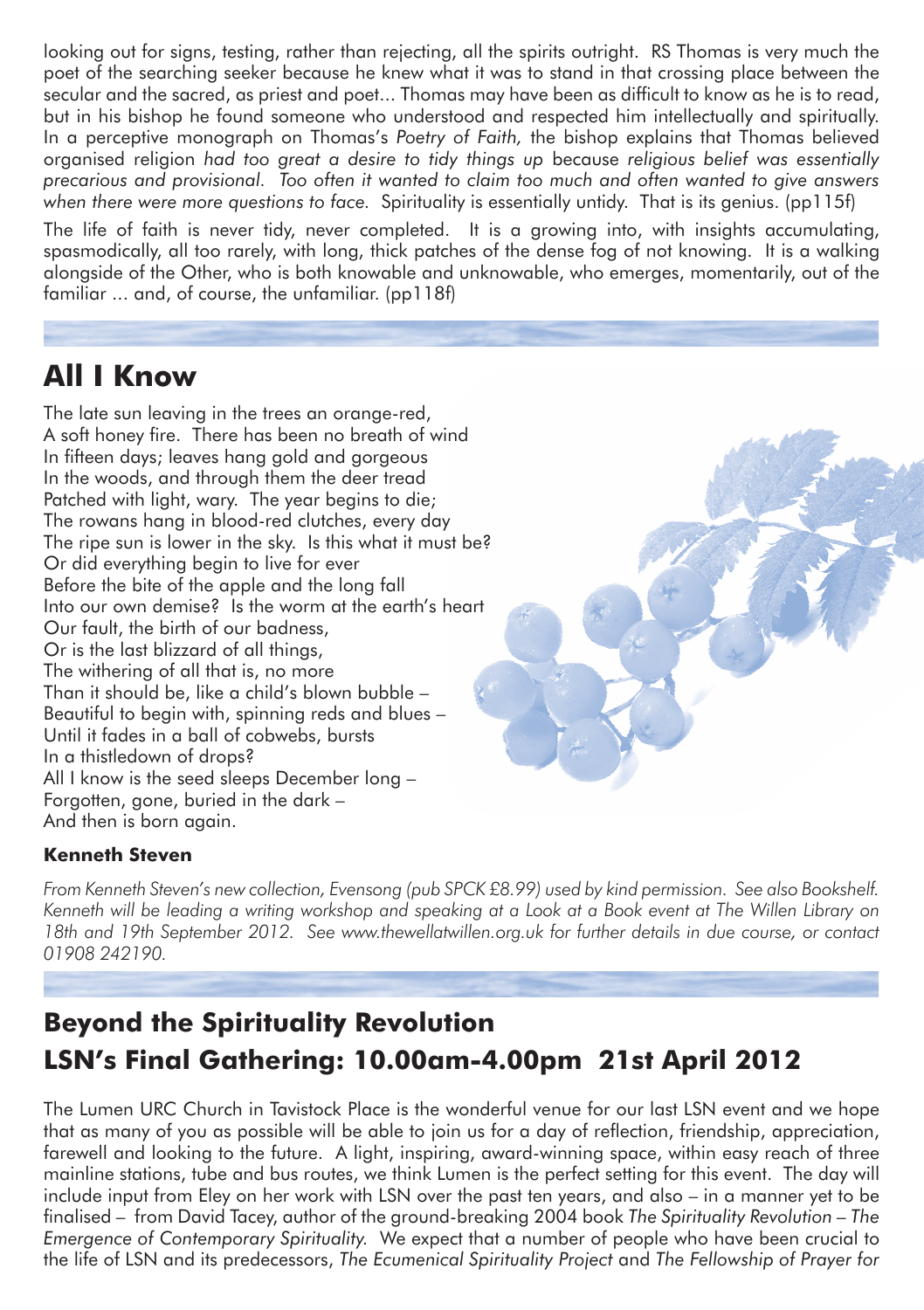looking out for signs, testing, rather than rejecting, all the spirits outright. RS Thomas is very much the poet of the searching seeker because he knew what it was to stand in that crossing place between the secular and the sacred, as priest and poet... Thomas may have been as difficult to know as he is to read, but in his bishop he found someone who understood and respected him intellectually and spiritually. In a perceptive monograph on Thomas's *Poetry of Faith,* the bishop explains that Thomas believed organised religion *had too great a desire to tidy things up* because *religious belief was essentially precarious and provisional. Too often it wanted to claim too much and often wanted to give answers when there were more questions to face.* Spirituality is essentially untidy. That is its genius. (pp115f)

The life of faith is never tidy, never completed. It is a growing into, with insights accumulating, spasmodically, all too rarely, with long, thick patches of the dense fog of not knowing. It is a walking alongside of the Other, who is both knowable and unknowable, who emerges, momentarily, out of the familiar ... and, of course, the unfamiliar. (pp118f)

## All I Know

The late sun leaving in the trees an orange-red,  
A soft honey fire. There has been no breath of wind  
In fifteen days; leaves hang gold and gorgeous  
In the woods, and through them the deer tread  
Patched with light, wary. The year begins to die;  
The rowans hang in blood-red clutches, every day  
The ripe sun is lower in the sky. Is this what it must be?  
Or did everything begin to live for ever  
Before the bite of the apple and the long fall  
Into our own demise? Is the worm at the earth's heart  
Our fault, the birth of our badness,  
Or is the last blizzard of all things,  
The withering of all that is, no more  
Than it should be, like a child's blown bubble –  
Beautiful to begin with, spinning reds and blues –  
Until it fades in a ball of cobwebs, bursts  
In a thistledown of drops?  
All I know is the seed sleeps December long –  
Forgotten, gone, buried in the dark –  
And then is born again.

**Kenneth Steven**

*From Kenneth Steven's new collection, Evensong (pub SPCK £8.99) used by kind permission. See also Bookshelf. Kenneth will be leading a writing workshop and speaking at a Look at a Book event at The Willen Library on 18th and 19th September 2012. See www.thewellatwillen.org.uk for further details in due course, or contact 01908 242190.*

## Beyond the Spirituality Revolution
## LSN's Final Gathering: 10.00am-4.00pm 21st April 2012

The Lumen URC Church in Tavistock Place is the wonderful venue for our last LSN event and we hope that as many of you as possible will be able to join us for a day of reflection, friendship, appreciation, farewell and looking to the future. A light, inspiring, award-winning space, within easy reach of three mainline stations, tube and bus routes, we think Lumen is the perfect setting for this event. The day will include input from Eley on her work with LSN over the past ten years, and also – in a manner yet to be finalised – from David Tacey, author of the ground-breaking 2004 book *The Spirituality Revolution – The Emergence of Contemporary Spirituality.* We expect that a number of people who have been crucial to the life of LSN and its predecessors, *The Ecumenical Spirituality Project* and *The Fellowship of Prayer for*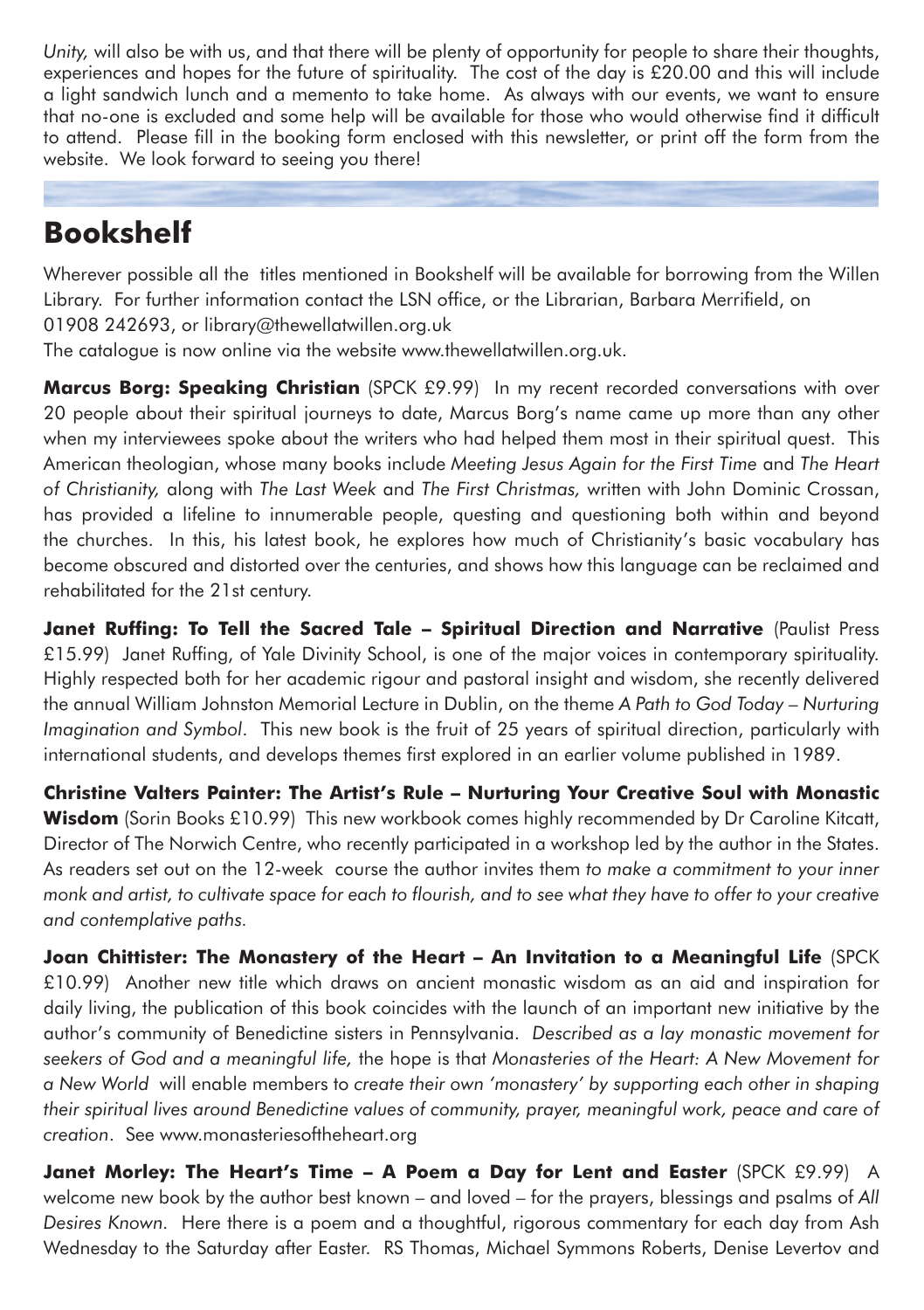*Unity,* will also be with us, and that there will be plenty of opportunity for people to share their thoughts, experiences and hopes for the future of spirituality. The cost of the day is £20.00 and this will include a light sandwich lunch and a memento to take home. As always with our events, we want to ensure that no-one is excluded and some help will be available for those who would otherwise find it difficult to attend. Please fill in the booking form enclosed with this newsletter, or print off the form from the website. We look forward to seeing you there!

## Bookshelf

Wherever possible all the titles mentioned in Bookshelf will be available for borrowing from the Willen Library. For further information contact the LSN office, or the Librarian, Barbara Merrifield, on 01908 242693, or library@thewellatwillen.org.uk

The catalogue is now online via the website www.thewellatwillen.org.uk.

**Marcus Borg: Speaking Christian** (SPCK £9.99) In my recent recorded conversations with over 20 people about their spiritual journeys to date, Marcus Borg's name came up more than any other when my interviewees spoke about the writers who had helped them most in their spiritual quest. This American theologian, whose many books include *Meeting Jesus Again for the First Time* and *The Heart of Christianity,* along with *The Last Week* and *The First Christmas,* written with John Dominic Crossan, has provided a lifeline to innumerable people, questing and questioning both within and beyond the churches. In this, his latest book, he explores how much of Christianity's basic vocabulary has become obscured and distorted over the centuries, and shows how this language can be reclaimed and rehabilitated for the 21st century.

**Janet Ruffing: To Tell the Sacred Tale – Spiritual Direction and Narrative** (Paulist Press £15.99) Janet Ruffing, of Yale Divinity School, is one of the major voices in contemporary spirituality. Highly respected both for her academic rigour and pastoral insight and wisdom, she recently delivered the annual William Johnston Memorial Lecture in Dublin, on the theme *A Path to God Today – Nurturing Imagination and Symbol*. This new book is the fruit of 25 years of spiritual direction, particularly with international students, and develops themes first explored in an earlier volume published in 1989.

**Christine Valters Painter: The Artist's Rule – Nurturing Your Creative Soul with Monastic Wisdom** (Sorin Books £10.99) This new workbook comes highly recommended by Dr Caroline Kitcatt, Director of The Norwich Centre, who recently participated in a workshop led by the author in the States. As readers set out on the 12-week course the author invites them *to make a commitment to your inner monk and artist, to cultivate space for each to flourish, and to see what they have to offer to your creative and contemplative paths.*

**Joan Chittister: The Monastery of the Heart – An Invitation to a Meaningful Life** (SPCK £10.99) Another new title which draws on ancient monastic wisdom as an aid and inspiration for daily living, the publication of this book coincides with the launch of an important new initiative by the author's community of Benedictine sisters in Pennsylvania. *Described as a lay monastic movement for seekers of God and a meaningful life,* the hope is that *Monasteries of the Heart: A New Movement for a New World* will enable members to *create their own 'monastery' by supporting each other in shaping their spiritual lives around Benedictine values of community, prayer, meaningful work, peace and care of creation*. See www.monasteriesoftheheart.org

**Janet Morley: The Heart's Time – A Poem a Day for Lent and Easter** (SPCK £9.99) A welcome new book by the author best known – and loved – for the prayers, blessings and psalms of *All Desires Known*. Here there is a poem and a thoughtful, rigorous commentary for each day from Ash Wednesday to the Saturday after Easter. RS Thomas, Michael Symmons Roberts, Denise Levertov and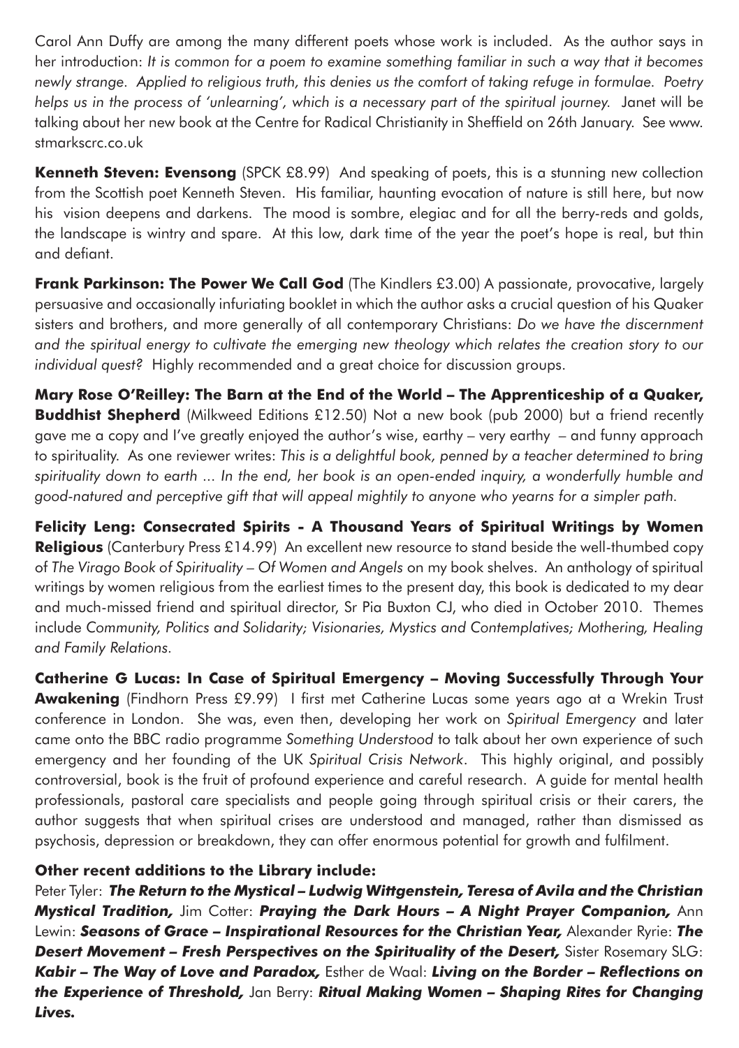Carol Ann Duffy are among the many different poets whose work is included. As the author says in her introduction: *It is common for a poem to examine something familiar in such a way that it becomes newly strange. Applied to religious truth, this denies us the comfort of taking refuge in formulae. Poetry helps us in the process of 'unlearning', which is a necessary part of the spiritual journey.* Janet will be talking about her new book at the Centre for Radical Christianity in Sheffield on 26th January. See www.stmarkscrc.co.uk

**Kenneth Steven: Evensong** (SPCK £8.99) And speaking of poets, this is a stunning new collection from the Scottish poet Kenneth Steven. His familiar, haunting evocation of nature is still here, but now his vision deepens and darkens. The mood is sombre, elegiac and for all the berry-reds and golds, the landscape is wintry and spare. At this low, dark time of the year the poet's hope is real, but thin and defiant.

**Frank Parkinson: The Power We Call God** (The Kindlers £3.00) A passionate, provocative, largely persuasive and occasionally infuriating booklet in which the author asks a crucial question of his Quaker sisters and brothers, and more generally of all contemporary Christians: *Do we have the discernment and the spiritual energy to cultivate the emerging new theology which relates the creation story to our individual quest?* Highly recommended and a great choice for discussion groups.

**Mary Rose O'Reilley: The Barn at the End of the World – The Apprenticeship of a Quaker, Buddhist Shepherd** (Milkweed Editions £12.50) Not a new book (pub 2000) but a friend recently gave me a copy and I've greatly enjoyed the author's wise, earthy – very earthy – and funny approach to spirituality. As one reviewer writes: *This is a delightful book, penned by a teacher determined to bring spirituality down to earth ... In the end, her book is an open-ended inquiry, a wonderfully humble and good-natured and perceptive gift that will appeal mightily to anyone who yearns for a simpler path.*

**Felicity Leng: Consecrated Spirits - A Thousand Years of Spiritual Writings by Women Religious** (Canterbury Press £14.99) An excellent new resource to stand beside the well-thumbed copy of *The Virago Book of Spirituality – Of Women and Angels* on my book shelves. An anthology of spiritual writings by women religious from the earliest times to the present day, this book is dedicated to my dear and much-missed friend and spiritual director, Sr Pia Buxton CJ, who died in October 2010. Themes include *Community, Politics and Solidarity; Visionaries, Mystics and Contemplatives; Mothering, Healing and Family Relations.*

**Catherine G Lucas: In Case of Spiritual Emergency – Moving Successfully Through Your Awakening** (Findhorn Press £9.99) I first met Catherine Lucas some years ago at a Wrekin Trust conference in London. She was, even then, developing her work on *Spiritual Emergency* and later came onto the BBC radio programme *Something Understood* to talk about her own experience of such emergency and her founding of the UK *Spiritual Crisis Network*. This highly original, and possibly controversial, book is the fruit of profound experience and careful research. A guide for mental health professionals, pastoral care specialists and people going through spiritual crisis or their carers, the author suggests that when spiritual crises are understood and managed, rather than dismissed as psychosis, depression or breakdown, they can offer enormous potential for growth and fulfilment.

**Other recent additions to the Library include:**

Peter Tyler: ***The Return to the Mystical – Ludwig Wittgenstein, Teresa of Avila and the Christian Mystical Tradition,*** Jim Cotter: ***Praying the Dark Hours – A Night Prayer Companion,*** Ann Lewin: ***Seasons of Grace – Inspirational Resources for the Christian Year,*** Alexander Ryrie: ***The Desert Movement – Fresh Perspectives on the Spirituality of the Desert,*** Sister Rosemary SLG: ***Kabir – The Way of Love and Paradox,*** Esther de Waal: ***Living on the Border – Reflections on the Experience of Threshold,*** Jan Berry: ***Ritual Making Women – Shaping Rites for Changing Lives.***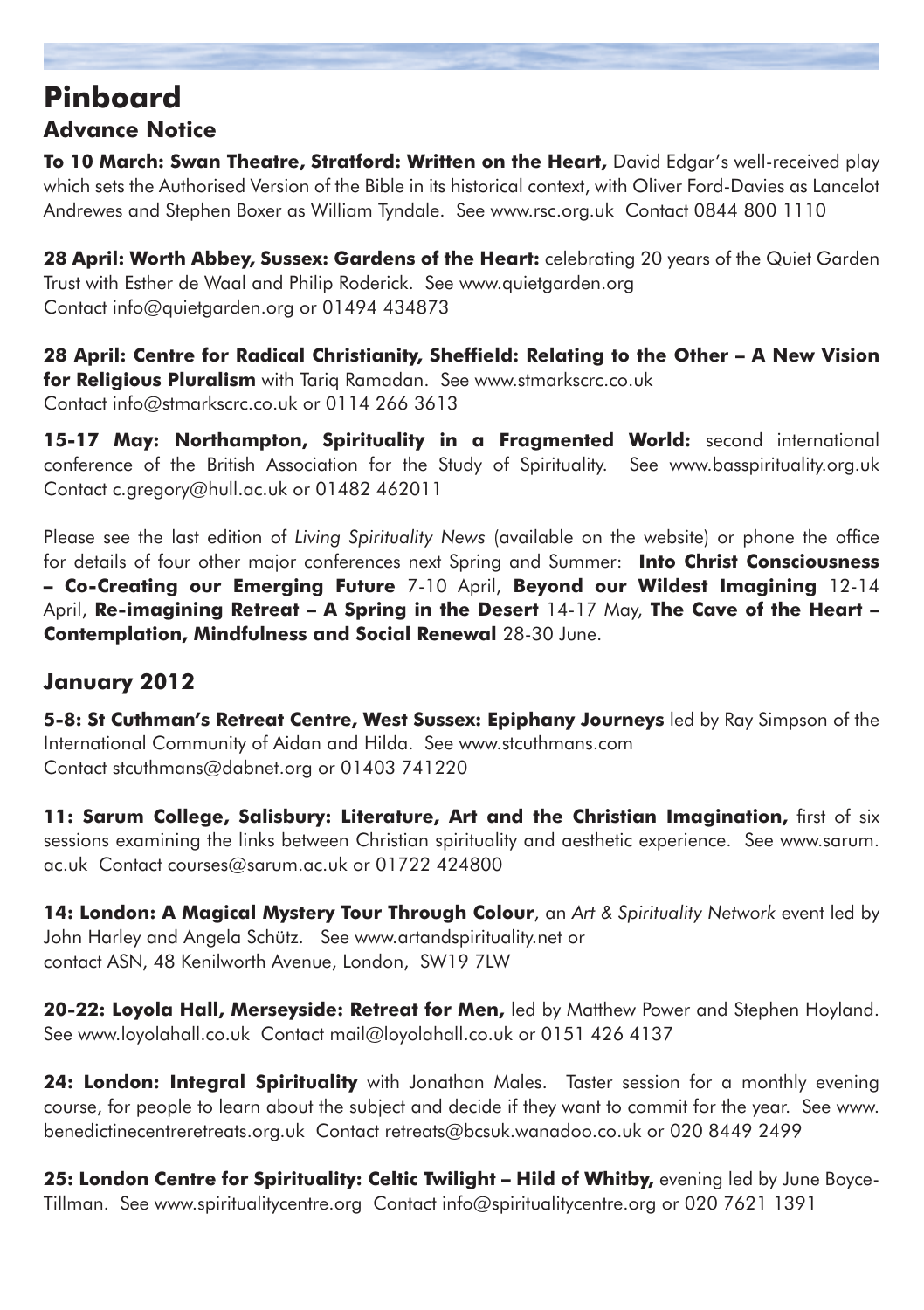# Pinboard

## Advance Notice

**To 10 March: Swan Theatre, Stratford: Written on the Heart,** David Edgar's well-received play which sets the Authorised Version of the Bible in its historical context, with Oliver Ford-Davies as Lancelot Andrewes and Stephen Boxer as William Tyndale. See www.rsc.org.uk Contact 0844 800 1110

**28 April: Worth Abbey, Sussex: Gardens of the Heart:** celebrating 20 years of the Quiet Garden Trust with Esther de Waal and Philip Roderick. See www.quietgarden.org
Contact info@quietgarden.org or 01494 434873

**28 April: Centre for Radical Christianity, Sheffield: Relating to the Other – A New Vision for Religious Pluralism** with Tariq Ramadan. See www.stmarkscrc.co.uk
Contact info@stmarkscrc.co.uk or 0114 266 3613

**15-17 May: Northampton, Spirituality in a Fragmented World:** second international conference of the British Association for the Study of Spirituality. See www.basspirituality.org.uk
Contact c.gregory@hull.ac.uk or 01482 462011

Please see the last edition of *Living Spirituality News* (available on the website) or phone the office for details of four other major conferences next Spring and Summer: **Into Christ Consciousness – Co-Creating our Emerging Future** 7-10 April, **Beyond our Wildest Imagining** 12-14 April, **Re-imagining Retreat – A Spring in the Desert** 14-17 May, **The Cave of the Heart – Contemplation, Mindfulness and Social Renewal** 28-30 June.

## January 2012

**5-8: St Cuthman's Retreat Centre, West Sussex: Epiphany Journeys** led by Ray Simpson of the International Community of Aidan and Hilda. See www.stcuthmans.com
Contact stcuthmans@dabnet.org or 01403 741220

**11: Sarum College, Salisbury: Literature, Art and the Christian Imagination,** first of six sessions examining the links between Christian spirituality and aesthetic experience. See www.sarum.ac.uk Contact courses@sarum.ac.uk or 01722 424800

**14: London: A Magical Mystery Tour Through Colour**, an *Art & Spirituality Network* event led by John Harley and Angela Schütz. See www.artandspirituality.net or
contact ASN, 48 Kenilworth Avenue, London, SW19 7LW

**20-22: Loyola Hall, Merseyside: Retreat for Men,** led by Matthew Power and Stephen Hoyland. See www.loyolahall.co.uk Contact mail@loyolahall.co.uk or 0151 426 4137

**24: London: Integral Spirituality** with Jonathan Males. Taster session for a monthly evening course, for people to learn about the subject and decide if they want to commit for the year. See www.benedictinecentreretreats.org.uk Contact retreats@bcsuk.wanadoo.co.uk or 020 8449 2499

**25: London Centre for Spirituality: Celtic Twilight – Hild of Whitby,** evening led by June Boyce-Tillman. See www.spiritualitycentre.org Contact info@spiritualitycentre.org or 020 7621 1391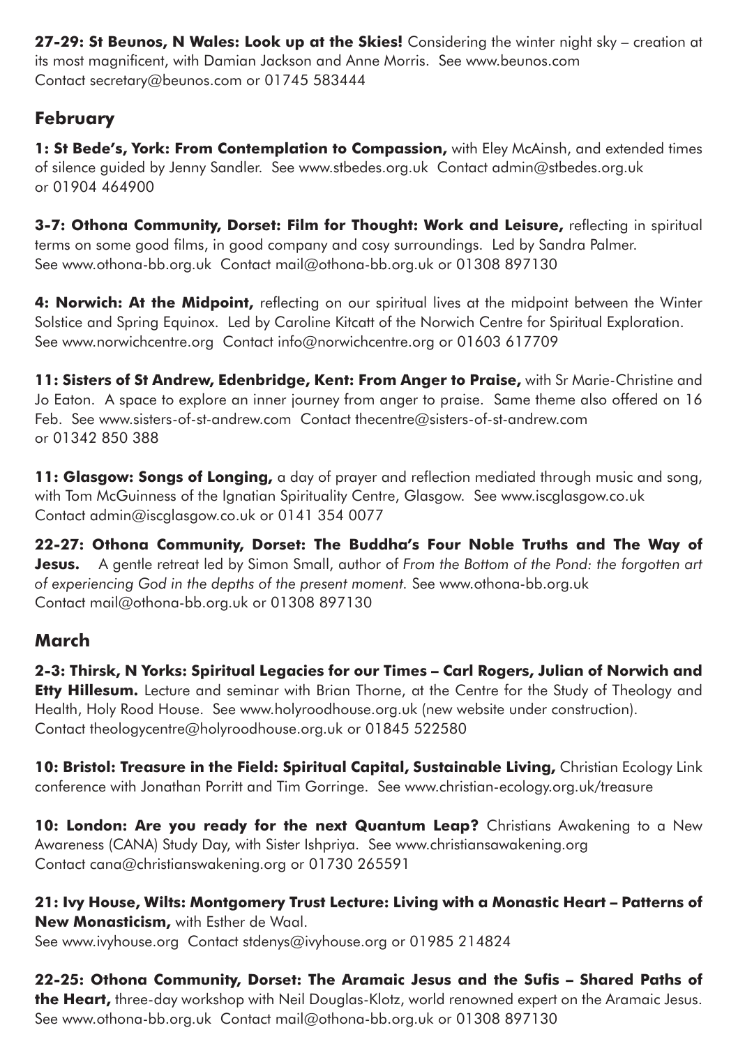**27-29: St Beunos, N Wales: Look up at the Skies!** Considering the winter night sky – creation at its most magnificent, with Damian Jackson and Anne Morris. See www.beunos.com Contact secretary@beunos.com or 01745 583444

## February

**1: St Bede's, York: From Contemplation to Compassion,** with Eley McAinsh, and extended times of silence guided by Jenny Sandler. See www.stbedes.org.uk Contact admin@stbedes.org.uk or 01904 464900

**3-7: Othona Community, Dorset: Film for Thought: Work and Leisure,** reflecting in spiritual terms on some good films, in good company and cosy surroundings. Led by Sandra Palmer. See www.othona-bb.org.uk Contact mail@othona-bb.org.uk or 01308 897130

**4: Norwich: At the Midpoint,** reflecting on our spiritual lives at the midpoint between the Winter Solstice and Spring Equinox. Led by Caroline Kitcatt of the Norwich Centre for Spiritual Exploration. See www.norwichcentre.org Contact info@norwichcentre.org or 01603 617709

**11: Sisters of St Andrew, Edenbridge, Kent: From Anger to Praise,** with Sr Marie-Christine and Jo Eaton. A space to explore an inner journey from anger to praise. Same theme also offered on 16 Feb. See www.sisters-of-st-andrew.com Contact thecentre@sisters-of-st-andrew.com or 01342 850 388

**11: Glasgow: Songs of Longing,** a day of prayer and reflection mediated through music and song, with Tom McGuinness of the Ignatian Spirituality Centre, Glasgow. See www.iscglasgow.co.uk Contact admin@iscglasgow.co.uk or 0141 354 0077

**22-27: Othona Community, Dorset: The Buddha's Four Noble Truths and The Way of Jesus.** A gentle retreat led by Simon Small, author of *From the Bottom of the Pond: the forgotten art of experiencing God in the depths of the present moment.* See www.othona-bb.org.uk Contact mail@othona-bb.org.uk or 01308 897130

## March

**2-3: Thirsk, N Yorks: Spiritual Legacies for our Times – Carl Rogers, Julian of Norwich and Etty Hillesum.** Lecture and seminar with Brian Thorne, at the Centre for the Study of Theology and Health, Holy Rood House. See www.holyroodhouse.org.uk (new website under construction). Contact theologycentre@holyroodhouse.org.uk or 01845 522580

**10: Bristol: Treasure in the Field: Spiritual Capital, Sustainable Living,** Christian Ecology Link conference with Jonathan Porritt and Tim Gorringe. See www.christian-ecology.org.uk/treasure

**10: London: Are you ready for the next Quantum Leap?** Christians Awakening to a New Awareness (CANA) Study Day, with Sister Ishpriya. See www.christiansawakening.org Contact cana@christianswakening.org or 01730 265591

**21: Ivy House, Wilts: Montgomery Trust Lecture: Living with a Monastic Heart – Patterns of New Monasticism,** with Esther de Waal. See www.ivyhouse.org Contact stdenys@ivyhouse.org or 01985 214824

**22-25: Othona Community, Dorset: The Aramaic Jesus and the Sufis – Shared Paths of the Heart,** three-day workshop with Neil Douglas-Klotz, world renowned expert on the Aramaic Jesus. See www.othona-bb.org.uk Contact mail@othona-bb.org.uk or 01308 897130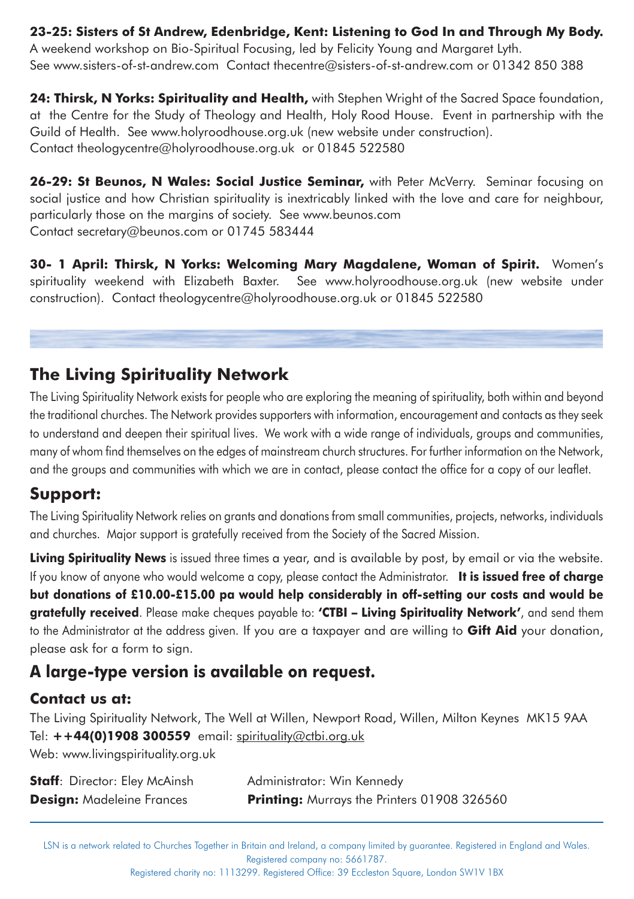**23-25: Sisters of St Andrew, Edenbridge, Kent: Listening to God In and Through My Body.** A weekend workshop on Bio-Spiritual Focusing, led by Felicity Young and Margaret Lyth. See www.sisters-of-st-andrew.com Contact thecentre@sisters-of-st-andrew.com or 01342 850 388

**24: Thirsk, N Yorks: Spirituality and Health,** with Stephen Wright of the Sacred Space foundation, at the Centre for the Study of Theology and Health, Holy Rood House. Event in partnership with the Guild of Health. See www.holyroodhouse.org.uk (new website under construction). Contact theologycentre@holyroodhouse.org.uk or 01845 522580

**26-29: St Beunos, N Wales: Social Justice Seminar,** with Peter McVerry. Seminar focusing on social justice and how Christian spirituality is inextricably linked with the love and care for neighbour, particularly those on the margins of society. See www.beunos.com Contact secretary@beunos.com or 01745 583444

**30- 1 April: Thirsk, N Yorks: Welcoming Mary Magdalene, Woman of Spirit.** Women's spirituality weekend with Elizabeth Baxter. See www.holyroodhouse.org.uk (new website under construction). Contact theologycentre@holyroodhouse.org.uk or 01845 522580

## The Living Spirituality Network

The Living Spirituality Network exists for people who are exploring the meaning of spirituality, both within and beyond the traditional churches. The Network provides supporters with information, encouragement and contacts as they seek to understand and deepen their spiritual lives. We work with a wide range of individuals, groups and communities, many of whom find themselves on the edges of mainstream church structures. For further information on the Network, and the groups and communities with which we are in contact, please contact the office for a copy of our leaflet.

## Support:

The Living Spirituality Network relies on grants and donations from small communities, projects, networks, individuals and churches. Major support is gratefully received from the Society of the Sacred Mission.

**Living Spirituality News** is issued three times a year, and is available by post, by email or via the website. If you know of anyone who would welcome a copy, please contact the Administrator. **It is issued free of charge but donations of £10.00-£15.00 pa would help considerably in off-setting our costs and would be gratefully received**. Please make cheques payable to: **'CTBI – Living Spirituality Network'**, and send them to the Administrator at the address given. If you are a taxpayer and are willing to **Gift Aid** your donation, please ask for a form to sign.

## A large-type version is available on request.

### Contact us at:

The Living Spirituality Network, The Well at Willen, Newport Road, Willen, Milton Keynes MK15 9AA
Tel: **++44(0)1908 300559** email: spirituality@ctbi.org.uk
Web: www.livingspirituality.org.uk

**Staff**: Director: Eley McAinsh    Administrator: Win Kennedy
**Design:** Madeleine Frances    **Printing:** Murrays the Printers 01908 326560

LSN is a network related to Churches Together in Britain and Ireland, a company limited by guarantee. Registered in England and Wales. Registered company no: 5661787.
Registered charity no: 1113299. Registered Office: 39 Eccleston Square, London SW1V 1BX